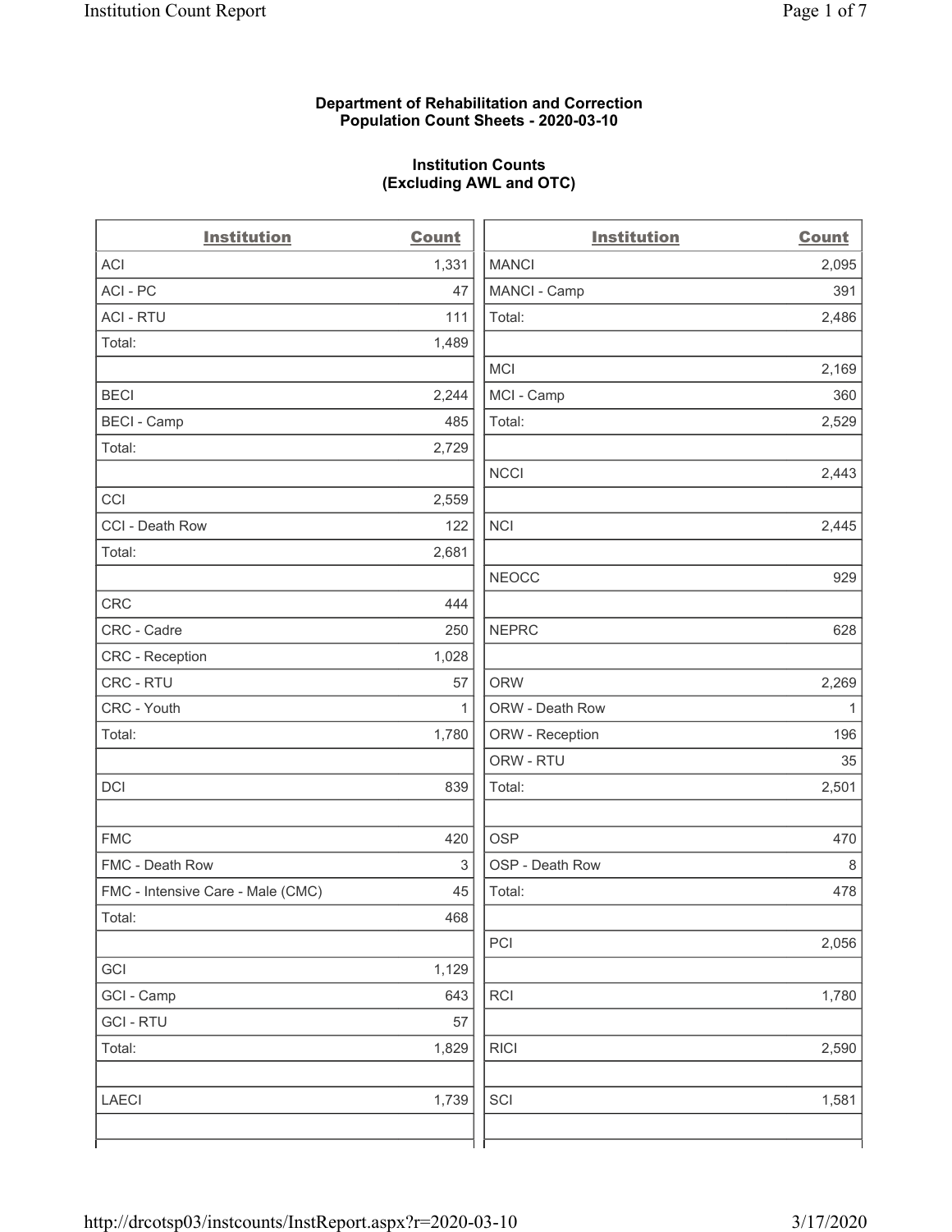**Department of Rehabilitation and Correction**
**Population Count Sheets - 2020-03-10**

**Institution Counts**
**(Excluding AWL and OTC)**

| Institution | Count |
|---|---|
| ACI | 1,331 |
| ACI - PC | 47 |
| ACI - RTU | 111 |
| Total: | 1,489 |
| | |
| BECI | 2,244 |
| BECI - Camp | 485 |
| Total: | 2,729 |
| | |
| CCI | 2,559 |
| CCI - Death Row | 122 |
| Total: | 2,681 |
| | |
| CRC | 444 |
| CRC - Cadre | 250 |
| CRC - Reception | 1,028 |
| CRC - RTU | 57 |
| CRC - Youth | 1 |
| Total: | 1,780 |
| | |
| DCI | 839 |
| | |
| FMC | 420 |
| FMC - Death Row | 3 |
| FMC - Intensive Care - Male (CMC) | 45 |
| Total: | 468 |
| | |
| GCI | 1,129 |
| GCI - Camp | 643 |
| GCI - RTU | 57 |
| Total: | 1,829 |
| | |
| LAECI | 1,739 |

| Institution | Count |
|---|---|
| MANCI | 2,095 |
| MANCI - Camp | 391 |
| Total: | 2,486 |
| | |
| MCI | 2,169 |
| MCI - Camp | 360 |
| Total: | 2,529 |
| | |
| NCCI | 2,443 |
| | |
| NCI | 2,445 |
| | |
| NEOCC | 929 |
| | |
| NEPRC | 628 |
| | |
| ORW | 2,269 |
| ORW - Death Row | 1 |
| ORW - Reception | 196 |
| ORW - RTU | 35 |
| Total: | 2,501 |
| | |
| OSP | 470 |
| OSP - Death Row | 8 |
| Total: | 478 |
| | |
| PCI | 2,056 |
| | |
| RCI | 1,780 |
| | |
| RICI | 2,590 |
| | |
| SCI | 1,581 |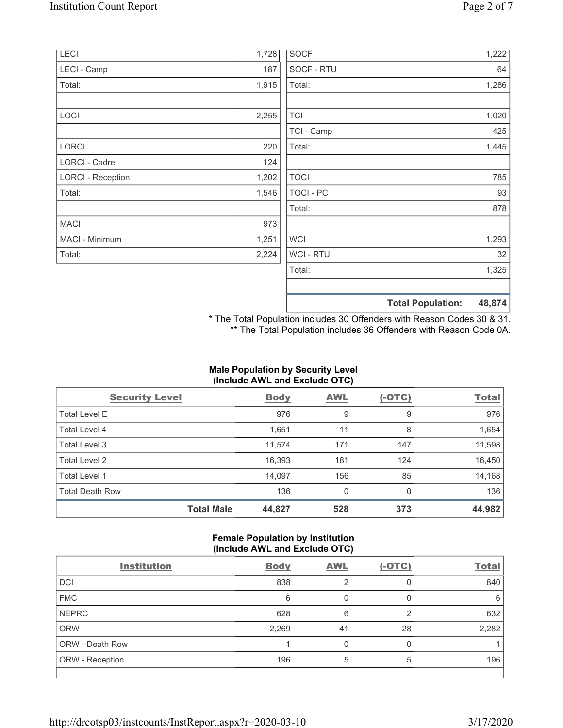| | |
|---|---|
| LECI | 1,728 |
| LECI - Camp | 187 |
| Total: | 1,915 |
| | |
| LOCI | 2,255 |
| | |
| LORCI | 220 |
| LORCI - Cadre | 124 |
| LORCI - Reception | 1,202 |
| Total: | 1,546 |
| | |
| MACI | 973 |
| MACI - Minimum | 1,251 |
| Total: | 2,224 |

| | |
|---|---|
| SOCF | 1,222 |
| SOCF - RTU | 64 |
| Total: | 1,286 |
| | |
| TCI | 1,020 |
| TCI - Camp | 425 |
| Total: | 1,445 |
| | |
| TOCI | 785 |
| TOCI - PC | 93 |
| Total: | 878 |
| | |
| WCI | 1,293 |
| WCI - RTU | 32 |
| Total: | 1,325 |
| | |
| **Total Population:** | **48,874** |

\* The Total Population includes 30 Offenders with Reason Codes 30 & 31.
\*\* The Total Population includes 36 Offenders with Reason Code 0A.

### Male Population by Security Level (Include AWL and Exclude OTC)

| Security Level | Body | AWL | (-OTC) | Total |
|---|---|---|---|---|
| Total Level E | 976 | 9 | 9 | 976 |
| Total Level 4 | 1,651 | 11 | 8 | 1,654 |
| Total Level 3 | 11,574 | 171 | 147 | 11,598 |
| Total Level 2 | 16,393 | 181 | 124 | 16,450 |
| Total Level 1 | 14,097 | 156 | 85 | 14,168 |
| Total Death Row | 136 | 0 | 0 | 136 |
| **Total Male** | **44,827** | **528** | **373** | **44,982** |

### Female Population by Institution (Include AWL and Exclude OTC)

| Institution | Body | AWL | (-OTC) | Total |
|---|---|---|---|---|
| DCI | 838 | 2 | 0 | 840 |
| FMC | 6 | 0 | 0 | 6 |
| NEPRC | 628 | 6 | 2 | 632 |
| ORW | 2,269 | 41 | 28 | 2,282 |
| ORW - Death Row | 1 | 0 | 0 | 1 |
| ORW - Reception | 196 | 5 | 5 | 196 |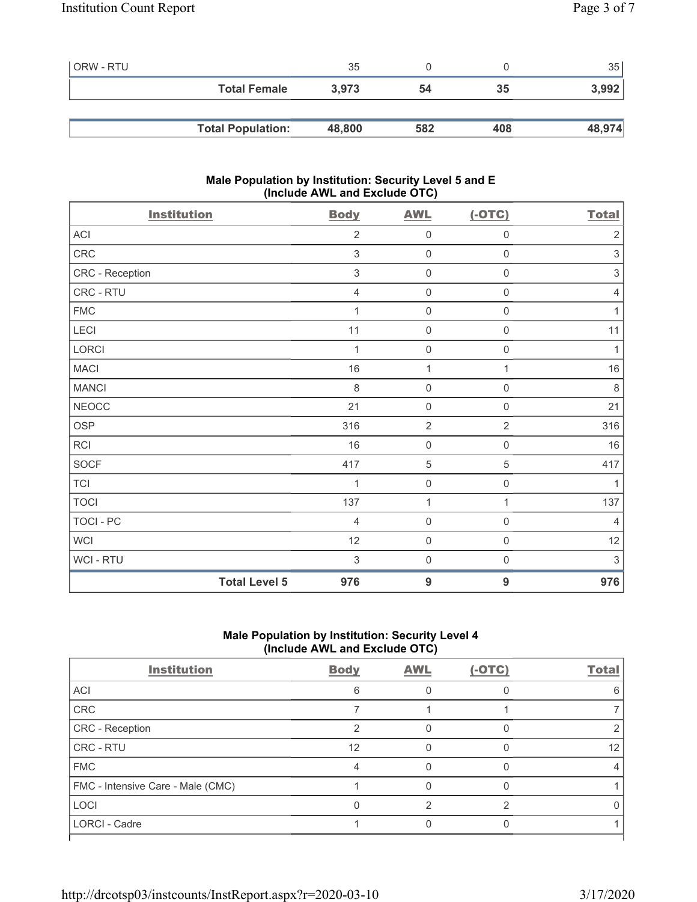| | | | | |
|---|---|---|---|---|
| ORW - RTU | 35 | 0 | 0 | 35 |
| **Total Female** | **3,973** | **54** | **35** | **3,992** |

| | | | | |
|---|---|---|---|---|
| **Total Population:** | **48,800** | **582** | **408** | **48,974** |

## Male Population by Institution: Security Level 5 and E (Include AWL and Exclude OTC)

| Institution | Body | AWL | (-OTC) | Total |
|---|---|---|---|---|
| ACI | 2 | 0 | 0 | 2 |
| CRC | 3 | 0 | 0 | 3 |
| CRC - Reception | 3 | 0 | 0 | 3 |
| CRC - RTU | 4 | 0 | 0 | 4 |
| FMC | 1 | 0 | 0 | 1 |
| LECI | 11 | 0 | 0 | 11 |
| LORCI | 1 | 0 | 0 | 1 |
| MACI | 16 | 1 | 1 | 16 |
| MANCI | 8 | 0 | 0 | 8 |
| NEOCC | 21 | 0 | 0 | 21 |
| OSP | 316 | 2 | 2 | 316 |
| RCI | 16 | 0 | 0 | 16 |
| SOCF | 417 | 5 | 5 | 417 |
| TCI | 1 | 0 | 0 | 1 |
| TOCI | 137 | 1 | 1 | 137 |
| TOCI - PC | 4 | 0 | 0 | 4 |
| WCI | 12 | 0 | 0 | 12 |
| WCI - RTU | 3 | 0 | 0 | 3 |
| **Total Level 5** | **976** | **9** | **9** | **976** |

## Male Population by Institution: Security Level 4 (Include AWL and Exclude OTC)

| Institution | Body | AWL | (-OTC) | Total |
|---|---|---|---|---|
| ACI | 6 | 0 | 0 | 6 |
| CRC | 7 | 1 | 1 | 7 |
| CRC - Reception | 2 | 0 | 0 | 2 |
| CRC - RTU | 12 | 0 | 0 | 12 |
| FMC | 4 | 0 | 0 | 4 |
| FMC - Intensive Care - Male (CMC) | 1 | 0 | 0 | 1 |
| LOCI | 0 | 2 | 2 | 0 |
| LORCI - Cadre | 1 | 0 | 0 | 1 |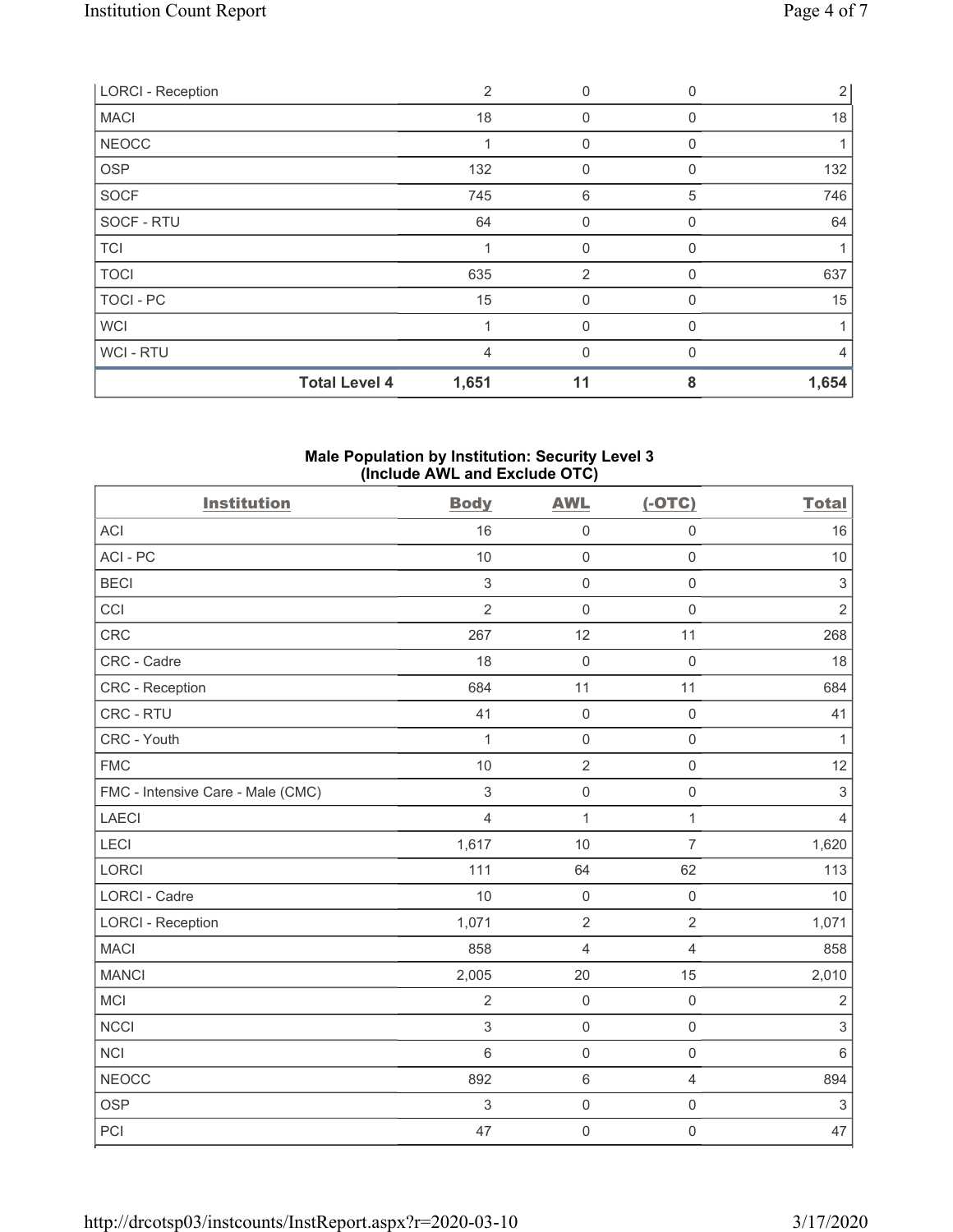| | | | | |
|---|---|---|---|---|
| LORCI - Reception | 2 | 0 | 0 | 2 |
| MACI | 18 | 0 | 0 | 18 |
| NEOCC | 1 | 0 | 0 | 1 |
| OSP | 132 | 0 | 0 | 132 |
| SOCF | 745 | 6 | 5 | 746 |
| SOCF - RTU | 64 | 0 | 0 | 64 |
| TCI | 1 | 0 | 0 | 1 |
| TOCI | 635 | 2 | 0 | 637 |
| TOCI - PC | 15 | 0 | 0 | 15 |
| WCI | 1 | 0 | 0 | 1 |
| WCI - RTU | 4 | 0 | 0 | 4 |
| **Total Level 4** | **1,651** | **11** | **8** | **1,654** |

### Male Population by Institution: Security Level 3 (Include AWL and Exclude OTC)

| Institution | Body | AWL | (-OTC) | Total |
|---|---|---|---|---|
| ACI | 16 | 0 | 0 | 16 |
| ACI - PC | 10 | 0 | 0 | 10 |
| BECI | 3 | 0 | 0 | 3 |
| CCI | 2 | 0 | 0 | 2 |
| CRC | 267 | 12 | 11 | 268 |
| CRC - Cadre | 18 | 0 | 0 | 18 |
| CRC - Reception | 684 | 11 | 11 | 684 |
| CRC - RTU | 41 | 0 | 0 | 41 |
| CRC - Youth | 1 | 0 | 0 | 1 |
| FMC | 10 | 2 | 0 | 12 |
| FMC - Intensive Care - Male (CMC) | 3 | 0 | 0 | 3 |
| LAECI | 4 | 1 | 1 | 4 |
| LECI | 1,617 | 10 | 7 | 1,620 |
| LORCI | 111 | 64 | 62 | 113 |
| LORCI - Cadre | 10 | 0 | 0 | 10 |
| LORCI - Reception | 1,071 | 2 | 2 | 1,071 |
| MACI | 858 | 4 | 4 | 858 |
| MANCI | 2,005 | 20 | 15 | 2,010 |
| MCI | 2 | 0 | 0 | 2 |
| NCCI | 3 | 0 | 0 | 3 |
| NCI | 6 | 0 | 0 | 6 |
| NEOCC | 892 | 6 | 4 | 894 |
| OSP | 3 | 0 | 0 | 3 |
| PCI | 47 | 0 | 0 | 47 |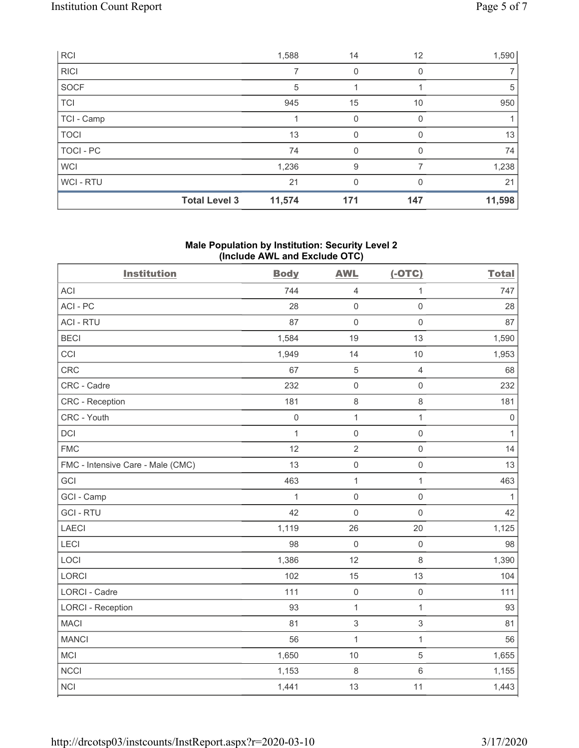| | Body | AWL | (-OTC) | Total |
|---|---|---|---|---|
| RCI | 1,588 | 14 | 12 | 1,590 |
| RICI | 7 | 0 | 0 | 7 |
| SOCF | 5 | 1 | 1 | 5 |
| TCI | 945 | 15 | 10 | 950 |
| TCI - Camp | 1 | 0 | 0 | 1 |
| TOCI | 13 | 0 | 0 | 13 |
| TOCI - PC | 74 | 0 | 0 | 74 |
| WCI | 1,236 | 9 | 7 | 1,238 |
| WCI - RTU | 21 | 0 | 0 | 21 |
| **Total Level 3** | **11,574** | **171** | **147** | **11,598** |

### Male Population by Institution: Security Level 2 (Include AWL and Exclude OTC)

| Institution | Body | AWL | (-OTC) | Total |
|---|---|---|---|---|
| ACI | 744 | 4 | 1 | 747 |
| ACI - PC | 28 | 0 | 0 | 28 |
| ACI - RTU | 87 | 0 | 0 | 87 |
| BECI | 1,584 | 19 | 13 | 1,590 |
| CCI | 1,949 | 14 | 10 | 1,953 |
| CRC | 67 | 5 | 4 | 68 |
| CRC - Cadre | 232 | 0 | 0 | 232 |
| CRC - Reception | 181 | 8 | 8 | 181 |
| CRC - Youth | 0 | 1 | 1 | 0 |
| DCI | 1 | 0 | 0 | 1 |
| FMC | 12 | 2 | 0 | 14 |
| FMC - Intensive Care - Male (CMC) | 13 | 0 | 0 | 13 |
| GCI | 463 | 1 | 1 | 463 |
| GCI - Camp | 1 | 0 | 0 | 1 |
| GCI - RTU | 42 | 0 | 0 | 42 |
| LAECI | 1,119 | 26 | 20 | 1,125 |
| LECI | 98 | 0 | 0 | 98 |
| LOCI | 1,386 | 12 | 8 | 1,390 |
| LORCI | 102 | 15 | 13 | 104 |
| LORCI - Cadre | 111 | 0 | 0 | 111 |
| LORCI - Reception | 93 | 1 | 1 | 93 |
| MACI | 81 | 3 | 3 | 81 |
| MANCI | 56 | 1 | 1 | 56 |
| MCI | 1,650 | 10 | 5 | 1,655 |
| NCCI | 1,153 | 8 | 6 | 1,155 |
| NCI | 1,441 | 13 | 11 | 1,443 |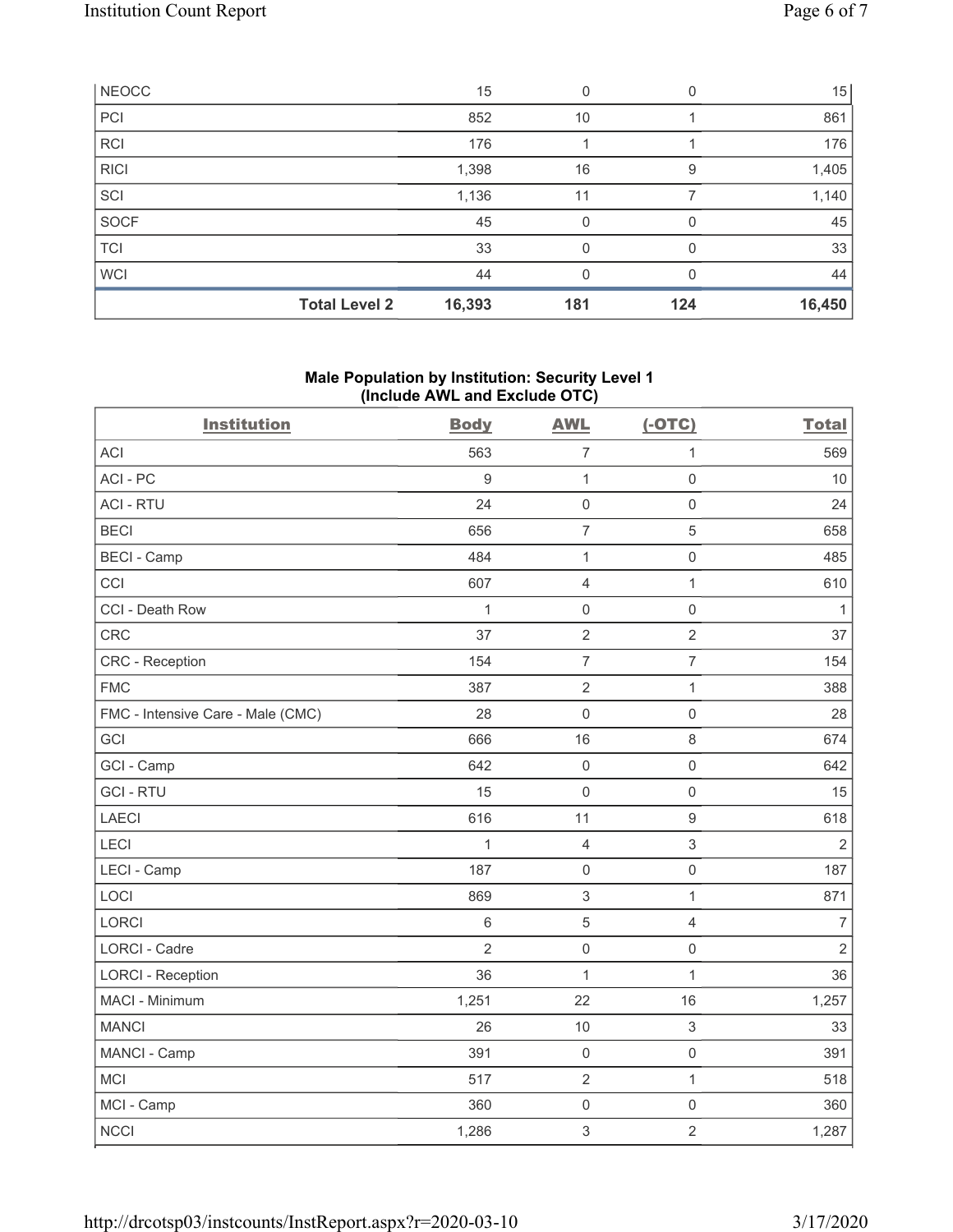| | Body | AWL | (-OTC) | Total |
|---|---|---|---|---|
| NEOCC | 15 | 0 | 0 | 15 |
| PCI | 852 | 10 | 1 | 861 |
| RCI | 176 | 1 | 1 | 176 |
| RICI | 1,398 | 16 | 9 | 1,405 |
| SCI | 1,136 | 11 | 7 | 1,140 |
| SOCF | 45 | 0 | 0 | 45 |
| TCI | 33 | 0 | 0 | 33 |
| WCI | 44 | 0 | 0 | 44 |
| **Total Level 2** | **16,393** | **181** | **124** | **16,450** |

## Male Population by Institution: Security Level 1 (Include AWL and Exclude OTC)

| Institution | Body | AWL | (-OTC) | Total |
|---|---|---|---|---|
| ACI | 563 | 7 | 1 | 569 |
| ACI - PC | 9 | 1 | 0 | 10 |
| ACI - RTU | 24 | 0 | 0 | 24 |
| BECI | 656 | 7 | 5 | 658 |
| BECI - Camp | 484 | 1 | 0 | 485 |
| CCI | 607 | 4 | 1 | 610 |
| CCI - Death Row | 1 | 0 | 0 | 1 |
| CRC | 37 | 2 | 2 | 37 |
| CRC - Reception | 154 | 7 | 7 | 154 |
| FMC | 387 | 2 | 1 | 388 |
| FMC - Intensive Care - Male (CMC) | 28 | 0 | 0 | 28 |
| GCI | 666 | 16 | 8 | 674 |
| GCI - Camp | 642 | 0 | 0 | 642 |
| GCI - RTU | 15 | 0 | 0 | 15 |
| LAECI | 616 | 11 | 9 | 618 |
| LECI | 1 | 4 | 3 | 2 |
| LECI - Camp | 187 | 0 | 0 | 187 |
| LOCI | 869 | 3 | 1 | 871 |
| LORCI | 6 | 5 | 4 | 7 |
| LORCI - Cadre | 2 | 0 | 0 | 2 |
| LORCI - Reception | 36 | 1 | 1 | 36 |
| MACI - Minimum | 1,251 | 22 | 16 | 1,257 |
| MANCI | 26 | 10 | 3 | 33 |
| MANCI - Camp | 391 | 0 | 0 | 391 |
| MCI | 517 | 2 | 1 | 518 |
| MCI - Camp | 360 | 0 | 0 | 360 |
| NCCI | 1,286 | 3 | 2 | 1,287 |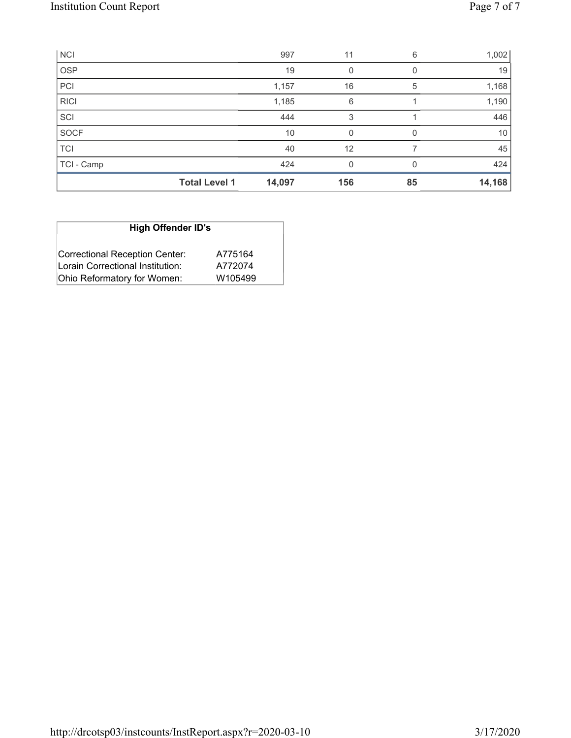| | | | | |
|---|---|---|---|---|
| NCI | 997 | 11 | 6 | 1,002 |
| OSP | 19 | 0 | 0 | 19 |
| PCI | 1,157 | 16 | 5 | 1,168 |
| RICI | 1,185 | 6 | 1 | 1,190 |
| SCI | 444 | 3 | 1 | 446 |
| SOCF | 10 | 0 | 0 | 10 |
| TCI | 40 | 12 | 7 | 45 |
| TCI - Camp | 424 | 0 | 0 | 424 |
| **Total Level 1** | **14,097** | **156** | **85** | **14,168** |

| **High Offender ID's** | |
|---|---|
| Correctional Reception Center: | A775164 |
| Lorain Correctional Institution: | A772074 |
| Ohio Reformatory for Women: | W105499 |